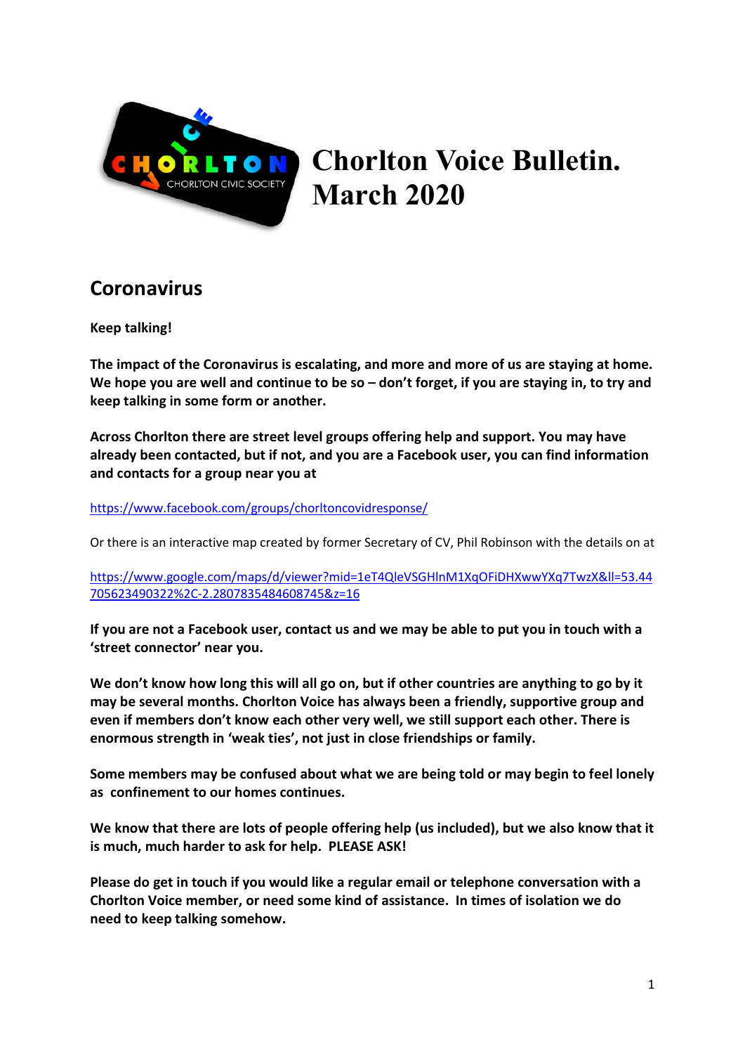# Chorlton Voice Bulletin. March 2020

## Coronavirus

**Keep talking!**

**The impact of the Coronavirus is escalating, and more and more of us are staying at home. We hope you are well and continue to be so – don't forget, if you are staying in, to try and keep talking in some form or another.**

**Across Chorlton there are street level groups offering help and support. You may have already been contacted, but if not, and you are a Facebook user, you can find information and contacts for a group near you at**

https://www.facebook.com/groups/chorltoncovidresponse/

Or there is an interactive map created by former Secretary of CV, Phil Robinson with the details on at

https://www.google.com/maps/d/viewer?mid=1eT4QleVSGHlnM1XqOFiDHXwwYXq7TwzX&ll=53.44705623490322%2C-2.2807835484608745&z=16

**If you are not a Facebook user, contact us and we may be able to put you in touch with a 'street connector' near you.**

**We don't know how long this will all go on, but if other countries are anything to go by it may be several months. Chorlton Voice has always been a friendly, supportive group and even if members don't know each other very well, we still support each other. There is enormous strength in 'weak ties', not just in close friendships or family.**

**Some members may be confused about what we are being told or may begin to feel lonely as confinement to our homes continues.**

**We know that there are lots of people offering help (us included), but we also know that it is much, much harder to ask for help. PLEASE ASK!**

**Please do get in touch if you would like a regular email or telephone conversation with a Chorlton Voice member, or need some kind of assistance. In times of isolation we do need to keep talking somehow.**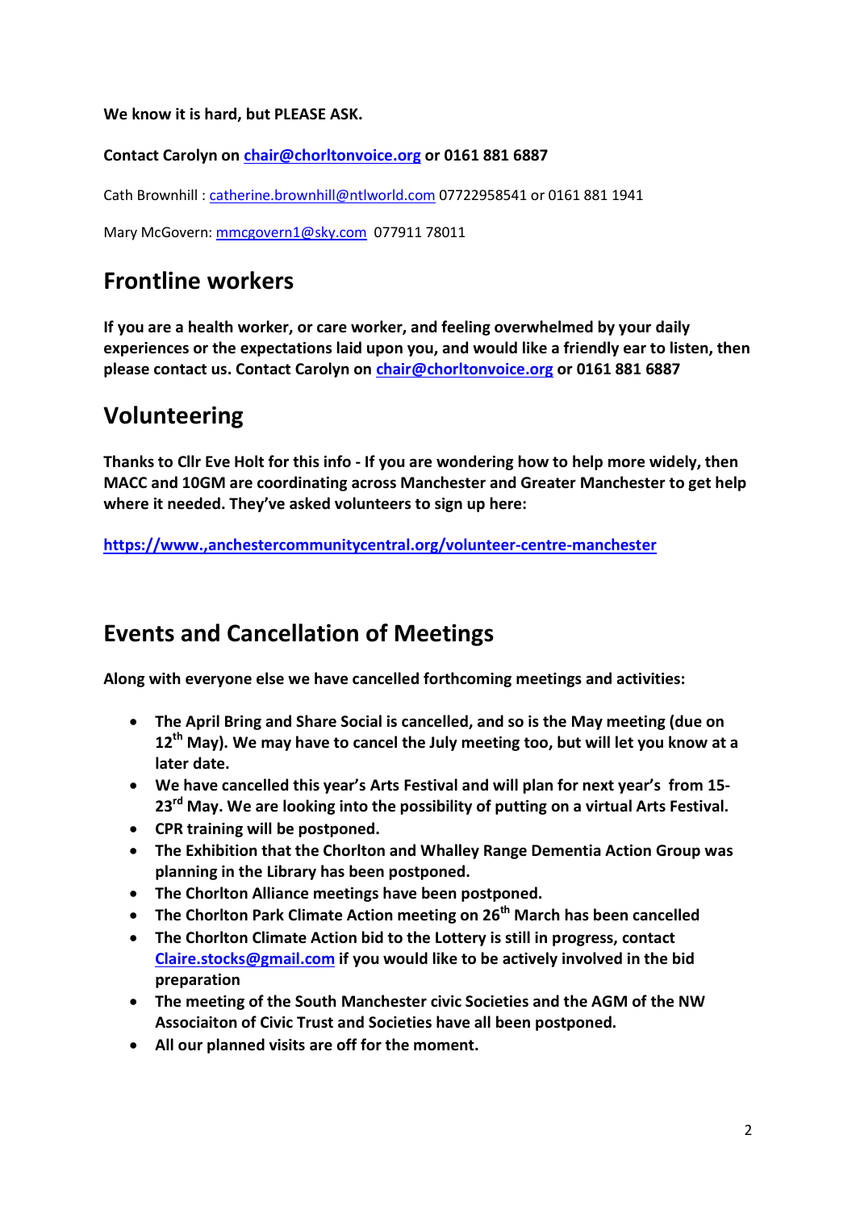**We know it is hard, but PLEASE ASK.**

**Contact Carolyn on chair@chorltonvoice.org or 0161 881 6887**

Cath Brownhill : catherine.brownhill@ntlworld.com 07722958541 or 0161 881 1941

Mary McGovern: mmcgovern1@sky.com 077911 78011

## Frontline workers

**If you are a health worker, or care worker, and feeling overwhelmed by your daily experiences or the expectations laid upon you, and would like a friendly ear to listen, then please contact us. Contact Carolyn on chair@chorltonvoice.org or 0161 881 6887**

## Volunteering

**Thanks to Cllr Eve Holt for this info - If you are wondering how to help more widely, then MACC and 10GM are coordinating across Manchester and Greater Manchester to get help where it needed. They've asked volunteers to sign up here:**

**https://www.,anchestercommunitycentral.org/volunteer-centre-manchester**

## Events and Cancellation of Meetings

**Along with everyone else we have cancelled forthcoming meetings and activities:**

- **The April Bring and Share Social is cancelled, and so is the May meeting (due on 12th May). We may have to cancel the July meeting too, but will let you know at a later date.**
- **We have cancelled this year's Arts Festival and will plan for next year's from 15-23rd May. We are looking into the possibility of putting on a virtual Arts Festival.**
- **CPR training will be postponed.**
- **The Exhibition that the Chorlton and Whalley Range Dementia Action Group was planning in the Library has been postponed.**
- **The Chorlton Alliance meetings have been postponed.**
- **The Chorlton Park Climate Action meeting on 26th March has been cancelled**
- **The Chorlton Climate Action bid to the Lottery is still in progress, contact Claire.stocks@gmail.com if you would like to be actively involved in the bid preparation**
- **The meeting of the South Manchester civic Societies and the AGM of the NW Associaiton of Civic Trust and Societies have all been postponed.**
- **All our planned visits are off for the moment.**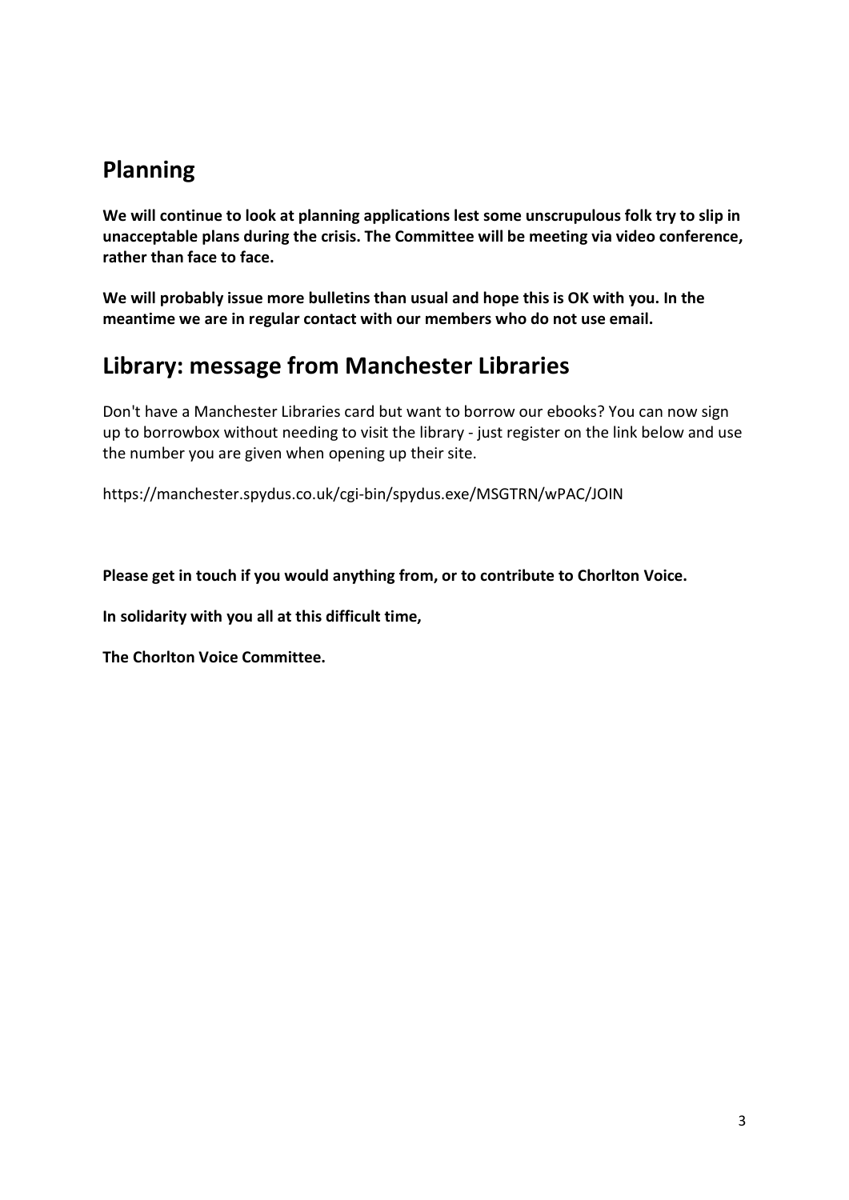## Planning

**We will continue to look at planning applications lest some unscrupulous folk try to slip in unacceptable plans during the crisis. The Committee will be meeting via video conference, rather than face to face.**

**We will probably issue more bulletins than usual and hope this is OK with you. In the meantime we are in regular contact with our members who do not use email.**

## Library: message from Manchester Libraries

Don't have a Manchester Libraries card but want to borrow our ebooks? You can now sign up to borrowbox without needing to visit the library - just register on the link below and use the number you are given when opening up their site.

https://manchester.spydus.co.uk/cgi-bin/spydus.exe/MSGTRN/wPAC/JOIN

**Please get in touch if you would anything from, or to contribute to Chorlton Voice.**

**In solidarity with you all at this difficult time,**

**The Chorlton Voice Committee.**